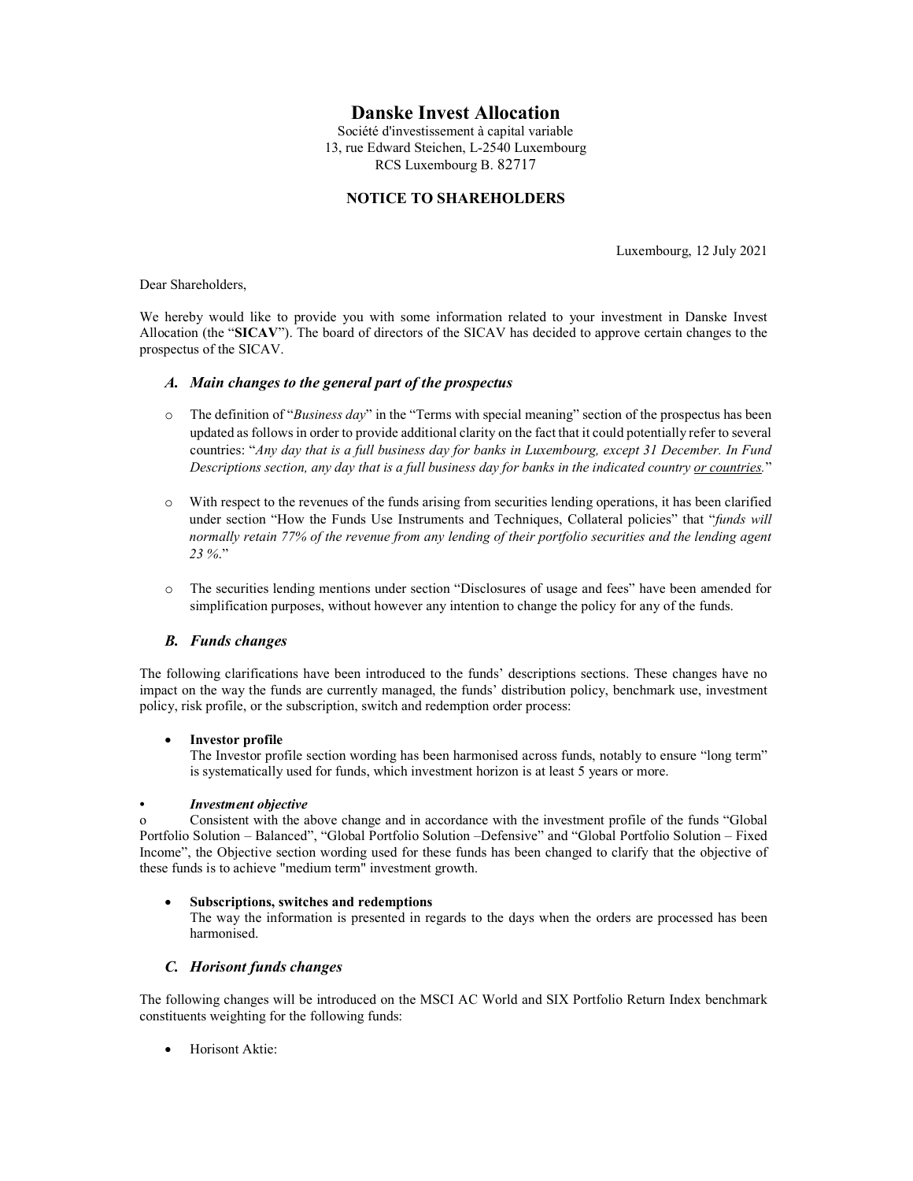# Danske Invest Allocation

Société d'investissement à capital variable
13, rue Edward Steichen, L-2540 Luxembourg
RCS Luxembourg B. 82717

## NOTICE TO SHAREHOLDERS

Luxembourg, 12 July 2021

Dear Shareholders,

We hereby would like to provide you with some information related to your investment in Danske Invest Allocation (the "**SICAV**"). The board of directors of the SICAV has decided to approve certain changes to the prospectus of the SICAV.

### *A. Main changes to the general part of the prospectus*

- The definition of "*Business day*" in the "Terms with special meaning" section of the prospectus has been updated as follows in order to provide additional clarity on the fact that it could potentially refer to several countries: "*Any day that is a full business day for banks in Luxembourg, except 31 December. In Fund Descriptions section, any day that is a full business day for banks in the indicated country <u>or countries</u>.*"

- With respect to the revenues of the funds arising from securities lending operations, it has been clarified under section "How the Funds Use Instruments and Techniques, Collateral policies" that "*funds will normally retain 77% of the revenue from any lending of their portfolio securities and the lending agent 23 %.*"

- The securities lending mentions under section "Disclosures of usage and fees" have been amended for simplification purposes, without however any intention to change the policy for any of the funds.

### *B. Funds changes*

The following clarifications have been introduced to the funds' descriptions sections. These changes have no impact on the way the funds are currently managed, the funds' distribution policy, benchmark use, investment policy, risk profile, or the subscription, switch and redemption order process:

- **Investor profile**
  The Investor profile section wording has been harmonised across funds, notably to ensure "long term" is systematically used for funds, which investment horizon is at least 5 years or more.

- ***Investment objective***
  - Consistent with the above change and in accordance with the investment profile of the funds "Global Portfolio Solution – Balanced", "Global Portfolio Solution –Defensive" and "Global Portfolio Solution – Fixed Income", the Objective section wording used for these funds has been changed to clarify that the objective of these funds is to achieve "medium term" investment growth.

- **Subscriptions, switches and redemptions**
  The way the information is presented in regards to the days when the orders are processed has been harmonised.

### *C. Horisont funds changes*

The following changes will be introduced on the MSCI AC World and SIX Portfolio Return Index benchmark constituents weighting for the following funds:

- Horisont Aktie: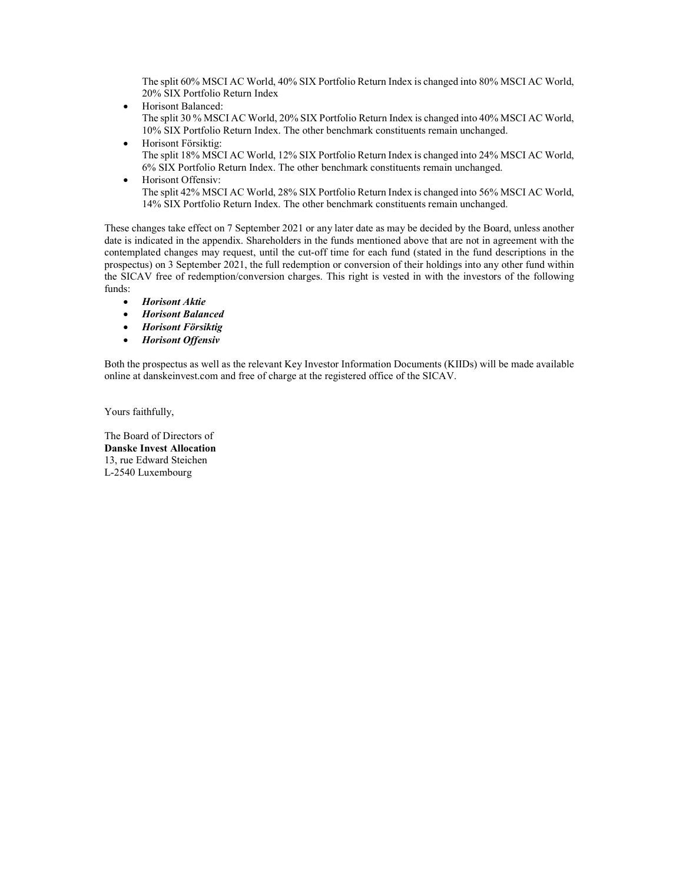The split 60% MSCI AC World, 40% SIX Portfolio Return Index is changed into 80% MSCI AC World, 20% SIX Portfolio Return Index

- Horisont Balanced:
  The split 30 % MSCI AC World, 20% SIX Portfolio Return Index is changed into 40% MSCI AC World, 10% SIX Portfolio Return Index. The other benchmark constituents remain unchanged.
- Horisont Försiktig:
  The split 18% MSCI AC World, 12% SIX Portfolio Return Index is changed into 24% MSCI AC World, 6% SIX Portfolio Return Index. The other benchmark constituents remain unchanged.
- Horisont Offensiv:
  The split 42% MSCI AC World, 28% SIX Portfolio Return Index is changed into 56% MSCI AC World, 14% SIX Portfolio Return Index. The other benchmark constituents remain unchanged.

These changes take effect on 7 September 2021 or any later date as may be decided by the Board, unless another date is indicated in the appendix. Shareholders in the funds mentioned above that are not in agreement with the contemplated changes may request, until the cut-off time for each fund (stated in the fund descriptions in the prospectus) on 3 September 2021, the full redemption or conversion of their holdings into any other fund within the SICAV free of redemption/conversion charges. This right is vested in with the investors of the following funds:

- ***Horisont Aktie***
- ***Horisont Balanced***
- ***Horisont Försiktig***
- ***Horisont Offensiv***

Both the prospectus as well as the relevant Key Investor Information Documents (KIIDs) will be made available online at danskeinvest.com and free of charge at the registered office of the SICAV.

Yours faithfully,

The Board of Directors of
**Danske Invest Allocation**
13, rue Edward Steichen
L-2540 Luxembourg